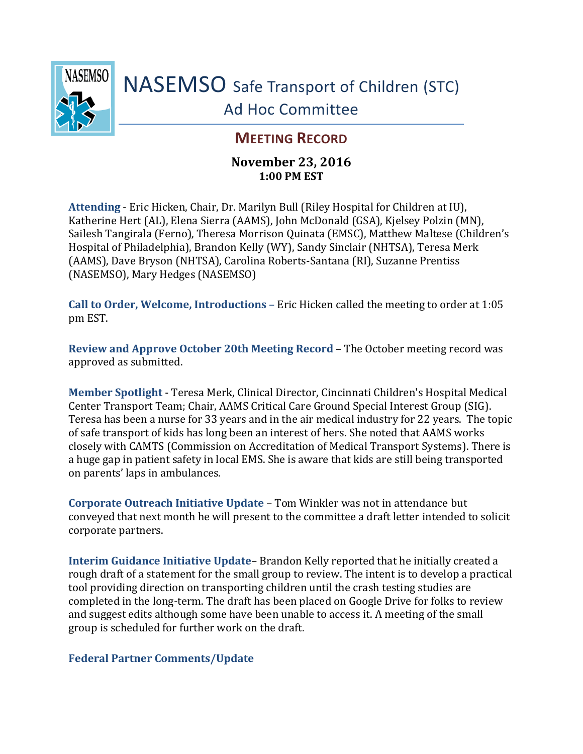# NASEMSO Safe Transport of Children (STC) Ad Hoc Committee

## MEETING RECORD

**November 23, 2016**
**1:00 PM EST**

**Attending** - Eric Hicken, Chair, Dr. Marilyn Bull (Riley Hospital for Children at IU), Katherine Hert (AL), Elena Sierra (AAMS), John McDonald (GSA), Kjelsey Polzin (MN), Sailesh Tangirala (Ferno), Theresa Morrison Quinata (EMSC), Matthew Maltese (Children's Hospital of Philadelphia), Brandon Kelly (WY), Sandy Sinclair (NHTSA), Teresa Merk (AAMS), Dave Bryson (NHTSA), Carolina Roberts-Santana (RI), Suzanne Prentiss (NASEMSO), Mary Hedges (NASEMSO)

**Call to Order, Welcome, Introductions** – Eric Hicken called the meeting to order at 1:05 pm EST.

**Review and Approve October 20th Meeting Record** – The October meeting record was approved as submitted.

**Member Spotlight** - Teresa Merk, Clinical Director, Cincinnati Children's Hospital Medical Center Transport Team; Chair, AAMS Critical Care Ground Special Interest Group (SIG). Teresa has been a nurse for 33 years and in the air medical industry for 22 years. The topic of safe transport of kids has long been an interest of hers. She noted that AAMS works closely with CAMTS (Commission on Accreditation of Medical Transport Systems). There is a huge gap in patient safety in local EMS. She is aware that kids are still being transported on parents' laps in ambulances.

**Corporate Outreach Initiative Update** – Tom Winkler was not in attendance but conveyed that next month he will present to the committee a draft letter intended to solicit corporate partners.

**Interim Guidance Initiative Update**– Brandon Kelly reported that he initially created a rough draft of a statement for the small group to review. The intent is to develop a practical tool providing direction on transporting children until the crash testing studies are completed in the long-term. The draft has been placed on Google Drive for folks to review and suggest edits although some have been unable to access it. A meeting of the small group is scheduled for further work on the draft.

**Federal Partner Comments/Update**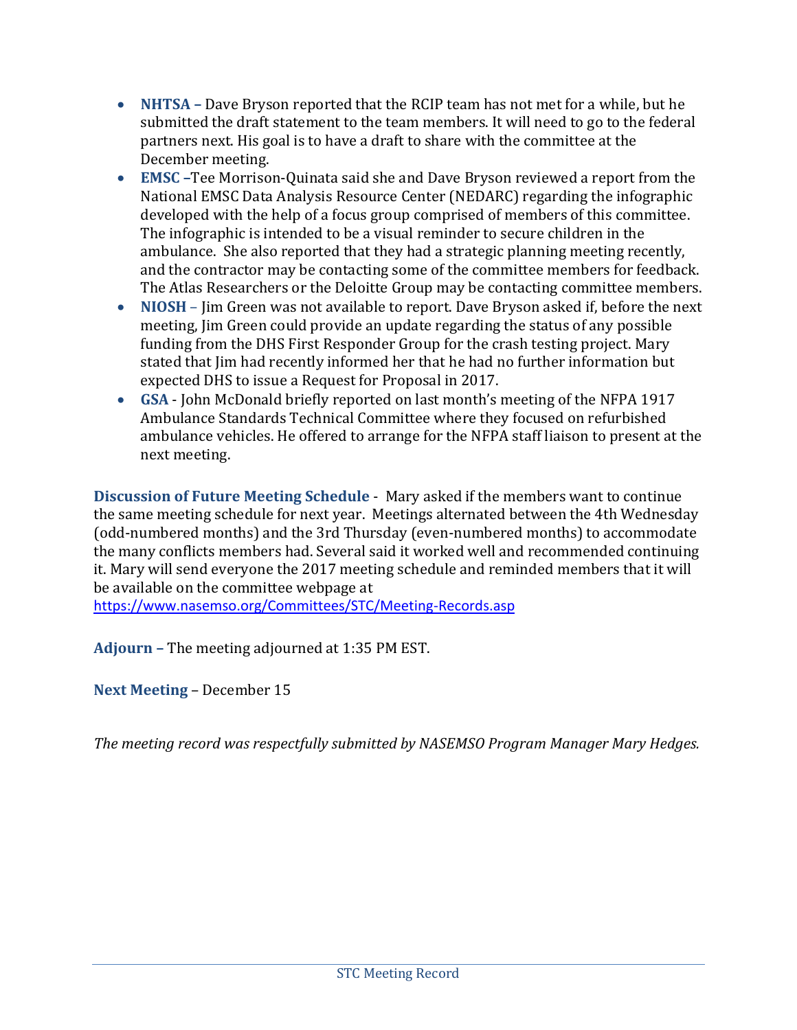- **NHTSA –** Dave Bryson reported that the RCIP team has not met for a while, but he submitted the draft statement to the team members. It will need to go to the federal partners next. His goal is to have a draft to share with the committee at the December meeting.
- **EMSC –**Tee Morrison-Quinata said she and Dave Bryson reviewed a report from the National EMSC Data Analysis Resource Center (NEDARC) regarding the infographic developed with the help of a focus group comprised of members of this committee. The infographic is intended to be a visual reminder to secure children in the ambulance. She also reported that they had a strategic planning meeting recently, and the contractor may be contacting some of the committee members for feedback. The Atlas Researchers or the Deloitte Group may be contacting committee members.
- **NIOSH** – Jim Green was not available to report. Dave Bryson asked if, before the next meeting, Jim Green could provide an update regarding the status of any possible funding from the DHS First Responder Group for the crash testing project. Mary stated that Jim had recently informed her that he had no further information but expected DHS to issue a Request for Proposal in 2017.
- **GSA** - John McDonald briefly reported on last month's meeting of the NFPA 1917 Ambulance Standards Technical Committee where they focused on refurbished ambulance vehicles. He offered to arrange for the NFPA staff liaison to present at the next meeting.

**Discussion of Future Meeting Schedule** - Mary asked if the members want to continue the same meeting schedule for next year. Meetings alternated between the 4th Wednesday (odd-numbered months) and the 3rd Thursday (even-numbered months) to accommodate the many conflicts members had. Several said it worked well and recommended continuing it. Mary will send everyone the 2017 meeting schedule and reminded members that it will be available on the committee webpage at https://www.nasemso.org/Committees/STC/Meeting-Records.asp

**Adjourn –** The meeting adjourned at 1:35 PM EST.

**Next Meeting** – December 15

*The meeting record was respectfully submitted by NASEMSO Program Manager Mary Hedges.*